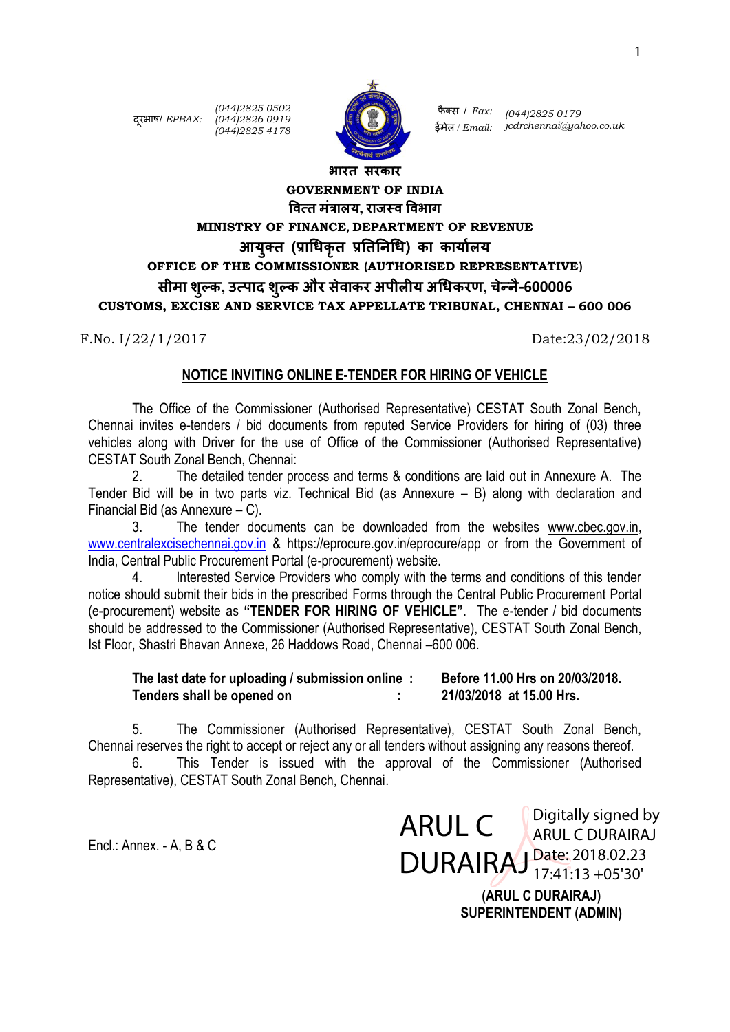दूरभाष/ *EPBAX:* *(044)2825 0502*
*(044)2826 0919*
*(044)2825 4178*

फैक्स / *Fax:* *(044)2825 0179*
ईमेल / *Email:* *jcdrchennai@yahoo.co.uk*

**भारत सरकार**

**GOVERNMENT OF INDIA**

**वित्त मंत्रालय, राजस्व विभाग**

**MINISTRY OF FINANCE, DEPARTMENT OF REVENUE**

**आयुक्त (प्राधिकृत प्रतिनिधि) का कार्यालय**

**OFFICE OF THE COMMISSIONER (AUTHORISED REPRESENTATIVE)**

**सीमा शुल्क, उत्पाद शुल्क और सेवाकर अपीलीय अधिकरण, चेन्नै-600006**

**CUSTOMS, EXCISE AND SERVICE TAX APPELLATE TRIBUNAL, CHENNAI – 600 006**

F.No. I/22/1/2017 Date:23/02/2018

## NOTICE INVITING ONLINE E-TENDER FOR HIRING OF VEHICLE

The Office of the Commissioner (Authorised Representative) CESTAT South Zonal Bench, Chennai invites e-tenders / bid documents from reputed Service Providers for hiring of (03) three vehicles along with Driver for the use of Office of the Commissioner (Authorised Representative) CESTAT South Zonal Bench, Chennai:

2. The detailed tender process and terms & conditions are laid out in Annexure A. The Tender Bid will be in two parts viz. Technical Bid (as Annexure – B) along with declaration and Financial Bid (as Annexure – C).

3. The tender documents can be downloaded from the websites www.cbec.gov.in, www.centralexcisechennai.gov.in & https://eprocure.gov.in/eprocure/app or from the Government of India, Central Public Procurement Portal (e-procurement) website.

4. Interested Service Providers who comply with the terms and conditions of this tender notice should submit their bids in the prescribed Forms through the Central Public Procurement Portal (e-procurement) website as **"TENDER FOR HIRING OF VEHICLE".** The e-tender / bid documents should be addressed to the Commissioner (Authorised Representative), CESTAT South Zonal Bench, Ist Floor, Shastri Bhavan Annexe, 26 Haddows Road, Chennai –600 006.

**The last date for uploading / submission online : Before 11.00 Hrs on 20/03/2018.**
**Tenders shall be opened on : 21/03/2018 at 15.00 Hrs.**

5. The Commissioner (Authorised Representative), CESTAT South Zonal Bench, Chennai reserves the right to accept or reject any or all tenders without assigning any reasons thereof.

6. This Tender is issued with the approval of the Commissioner (Authorised Representative), CESTAT South Zonal Bench, Chennai.

Encl.: Annex. - A, B & C

ARUL C DURAIRAJ
Digitally signed by ARUL C DURAIRAJ
Date: 2018.02.23 17:41:13 +05'30'

**(ARUL C DURAIRAJ)**
**SUPERINTENDENT (ADMIN)**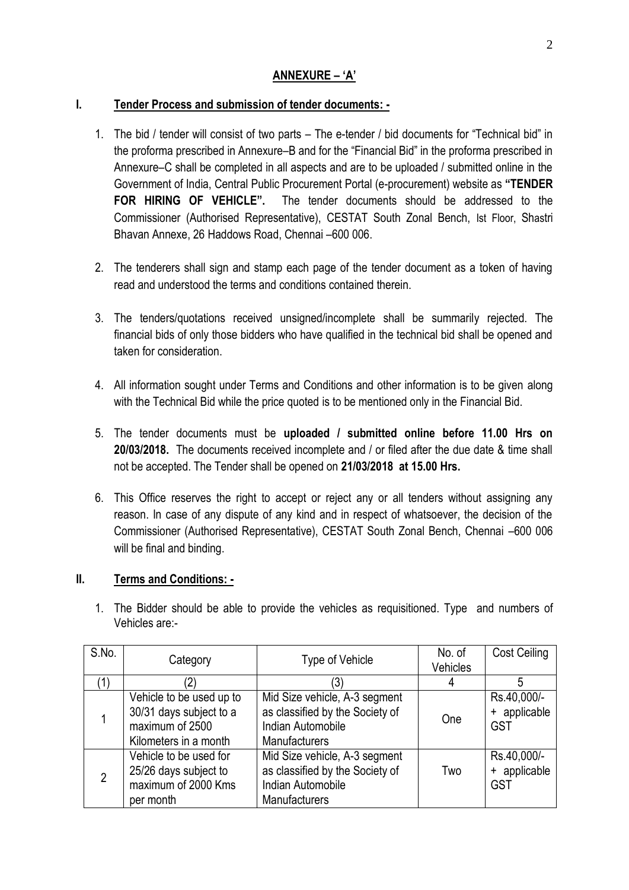## ANNEXURE – 'A'

### I. Tender Process and submission of tender documents: -

1. The bid / tender will consist of two parts – The e-tender / bid documents for "Technical bid" in the proforma prescribed in Annexure–B and for the "Financial Bid" in the proforma prescribed in Annexure–C shall be completed in all aspects and are to be uploaded / submitted online in the Government of India, Central Public Procurement Portal (e-procurement) website as **"TENDER FOR HIRING OF VEHICLE".** The tender documents should be addressed to the Commissioner (Authorised Representative), CESTAT South Zonal Bench, Ist Floor, Shastri Bhavan Annexe, 26 Haddows Road, Chennai –600 006.

2. The tenderers shall sign and stamp each page of the tender document as a token of having read and understood the terms and conditions contained therein.

3. The tenders/quotations received unsigned/incomplete shall be summarily rejected. The financial bids of only those bidders who have qualified in the technical bid shall be opened and taken for consideration.

4. All information sought under Terms and Conditions and other information is to be given along with the Technical Bid while the price quoted is to be mentioned only in the Financial Bid.

5. The tender documents must be **uploaded / submitted online before 11.00 Hrs on 20/03/2018.** The documents received incomplete and / or filed after the due date & time shall not be accepted. The Tender shall be opened on **21/03/2018 at 15.00 Hrs.**

6. This Office reserves the right to accept or reject any or all tenders without assigning any reason. In case of any dispute of any kind and in respect of whatsoever, the decision of the Commissioner (Authorised Representative), CESTAT South Zonal Bench, Chennai –600 006 will be final and binding.

### II. Terms and Conditions: -

1. The Bidder should be able to provide the vehicles as requisitioned. Type and numbers of Vehicles are:-

| S.No. | Category | Type of Vehicle | No. of Vehicles | Cost Ceiling |
|---|---|---|---|---|
| (1) | (2) | (3) | 4 | 5 |
| 1 | Vehicle to be used up to 30/31 days subject to a maximum of 2500 Kilometers in a month | Mid Size vehicle, A-3 segment as classified by the Society of Indian Automobile Manufacturers | One | Rs.40,000/- + applicable GST |
| 2 | Vehicle to be used for 25/26 days subject to maximum of 2000 Kms per month | Mid Size vehicle, A-3 segment as classified by the Society of Indian Automobile Manufacturers | Two | Rs.40,000/- + applicable GST |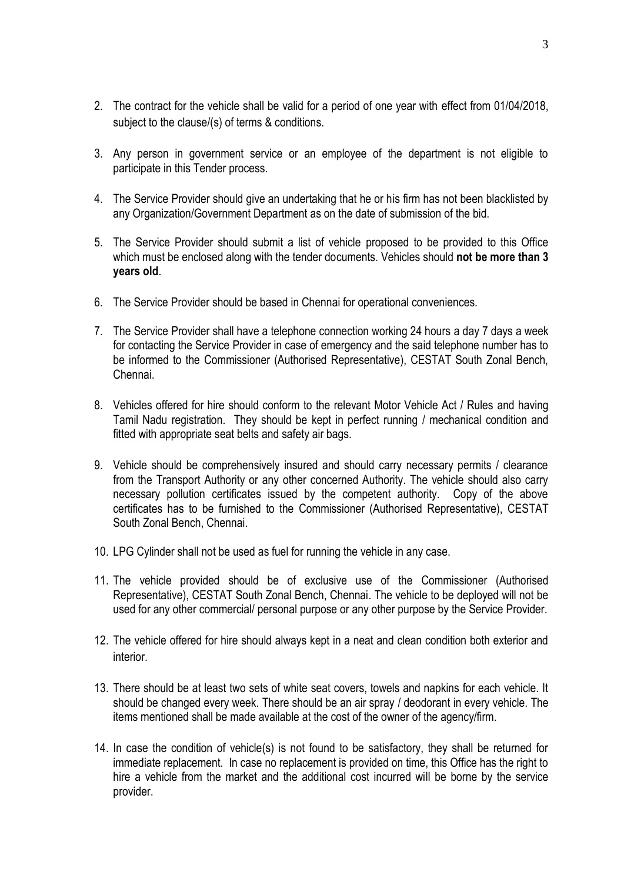2. The contract for the vehicle shall be valid for a period of one year with effect from 01/04/2018, subject to the clause/(s) of terms & conditions.

3. Any person in government service or an employee of the department is not eligible to participate in this Tender process.

4. The Service Provider should give an undertaking that he or his firm has not been blacklisted by any Organization/Government Department as on the date of submission of the bid.

5. The Service Provider should submit a list of vehicle proposed to be provided to this Office which must be enclosed along with the tender documents. Vehicles should **not be more than 3 years old**.

6. The Service Provider should be based in Chennai for operational conveniences.

7. The Service Provider shall have a telephone connection working 24 hours a day 7 days a week for contacting the Service Provider in case of emergency and the said telephone number has to be informed to the Commissioner (Authorised Representative), CESTAT South Zonal Bench, Chennai.

8. Vehicles offered for hire should conform to the relevant Motor Vehicle Act / Rules and having Tamil Nadu registration. They should be kept in perfect running / mechanical condition and fitted with appropriate seat belts and safety air bags.

9. Vehicle should be comprehensively insured and should carry necessary permits / clearance from the Transport Authority or any other concerned Authority. The vehicle should also carry necessary pollution certificates issued by the competent authority. Copy of the above certificates has to be furnished to the Commissioner (Authorised Representative), CESTAT South Zonal Bench, Chennai.

10. LPG Cylinder shall not be used as fuel for running the vehicle in any case.

11. The vehicle provided should be of exclusive use of the Commissioner (Authorised Representative), CESTAT South Zonal Bench, Chennai. The vehicle to be deployed will not be used for any other commercial/ personal purpose or any other purpose by the Service Provider.

12. The vehicle offered for hire should always kept in a neat and clean condition both exterior and interior.

13. There should be at least two sets of white seat covers, towels and napkins for each vehicle. It should be changed every week. There should be an air spray / deodorant in every vehicle. The items mentioned shall be made available at the cost of the owner of the agency/firm.

14. In case the condition of vehicle(s) is not found to be satisfactory, they shall be returned for immediate replacement. In case no replacement is provided on time, this Office has the right to hire a vehicle from the market and the additional cost incurred will be borne by the service provider.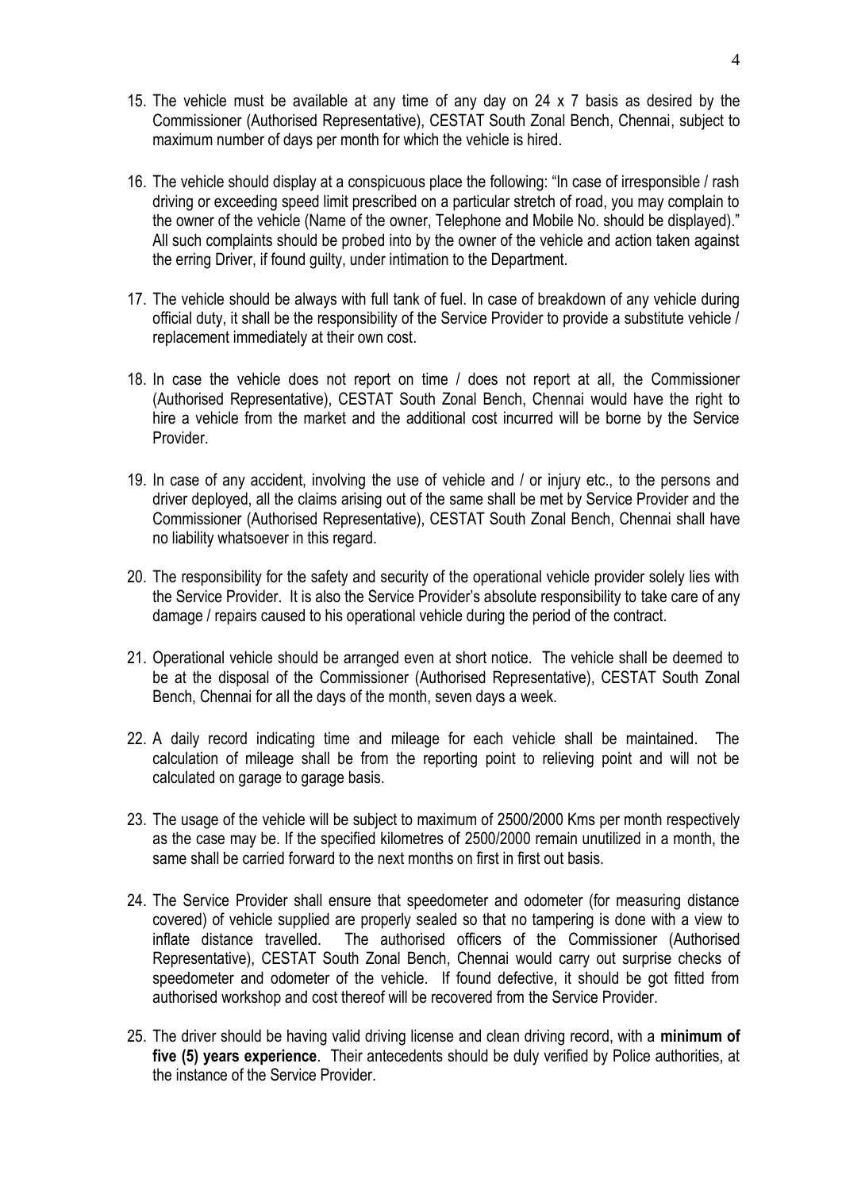15. The vehicle must be available at any time of any day on 24 x 7 basis as desired by the Commissioner (Authorised Representative), CESTAT South Zonal Bench, Chennai, subject to maximum number of days per month for which the vehicle is hired.

16. The vehicle should display at a conspicuous place the following: "In case of irresponsible / rash driving or exceeding speed limit prescribed on a particular stretch of road, you may complain to the owner of the vehicle (Name of the owner, Telephone and Mobile No. should be displayed)." All such complaints should be probed into by the owner of the vehicle and action taken against the erring Driver, if found guilty, under intimation to the Department.

17. The vehicle should be always with full tank of fuel. In case of breakdown of any vehicle during official duty, it shall be the responsibility of the Service Provider to provide a substitute vehicle / replacement immediately at their own cost.

18. In case the vehicle does not report on time / does not report at all, the Commissioner (Authorised Representative), CESTAT South Zonal Bench, Chennai would have the right to hire a vehicle from the market and the additional cost incurred will be borne by the Service Provider.

19. In case of any accident, involving the use of vehicle and / or injury etc., to the persons and driver deployed, all the claims arising out of the same shall be met by Service Provider and the Commissioner (Authorised Representative), CESTAT South Zonal Bench, Chennai shall have no liability whatsoever in this regard.

20. The responsibility for the safety and security of the operational vehicle provider solely lies with the Service Provider. It is also the Service Provider's absolute responsibility to take care of any damage / repairs caused to his operational vehicle during the period of the contract.

21. Operational vehicle should be arranged even at short notice. The vehicle shall be deemed to be at the disposal of the Commissioner (Authorised Representative), CESTAT South Zonal Bench, Chennai for all the days of the month, seven days a week.

22. A daily record indicating time and mileage for each vehicle shall be maintained. The calculation of mileage shall be from the reporting point to relieving point and will not be calculated on garage to garage basis.

23. The usage of the vehicle will be subject to maximum of 2500/2000 Kms per month respectively as the case may be. If the specified kilometres of 2500/2000 remain unutilized in a month, the same shall be carried forward to the next months on first in first out basis.

24. The Service Provider shall ensure that speedometer and odometer (for measuring distance covered) of vehicle supplied are properly sealed so that no tampering is done with a view to inflate distance travelled. The authorised officers of the Commissioner (Authorised Representative), CESTAT South Zonal Bench, Chennai would carry out surprise checks of speedometer and odometer of the vehicle. If found defective, it should be got fitted from authorised workshop and cost thereof will be recovered from the Service Provider.

25. The driver should be having valid driving license and clean driving record, with a **minimum of five (5) years experience**. Their antecedents should be duly verified by Police authorities, at the instance of the Service Provider.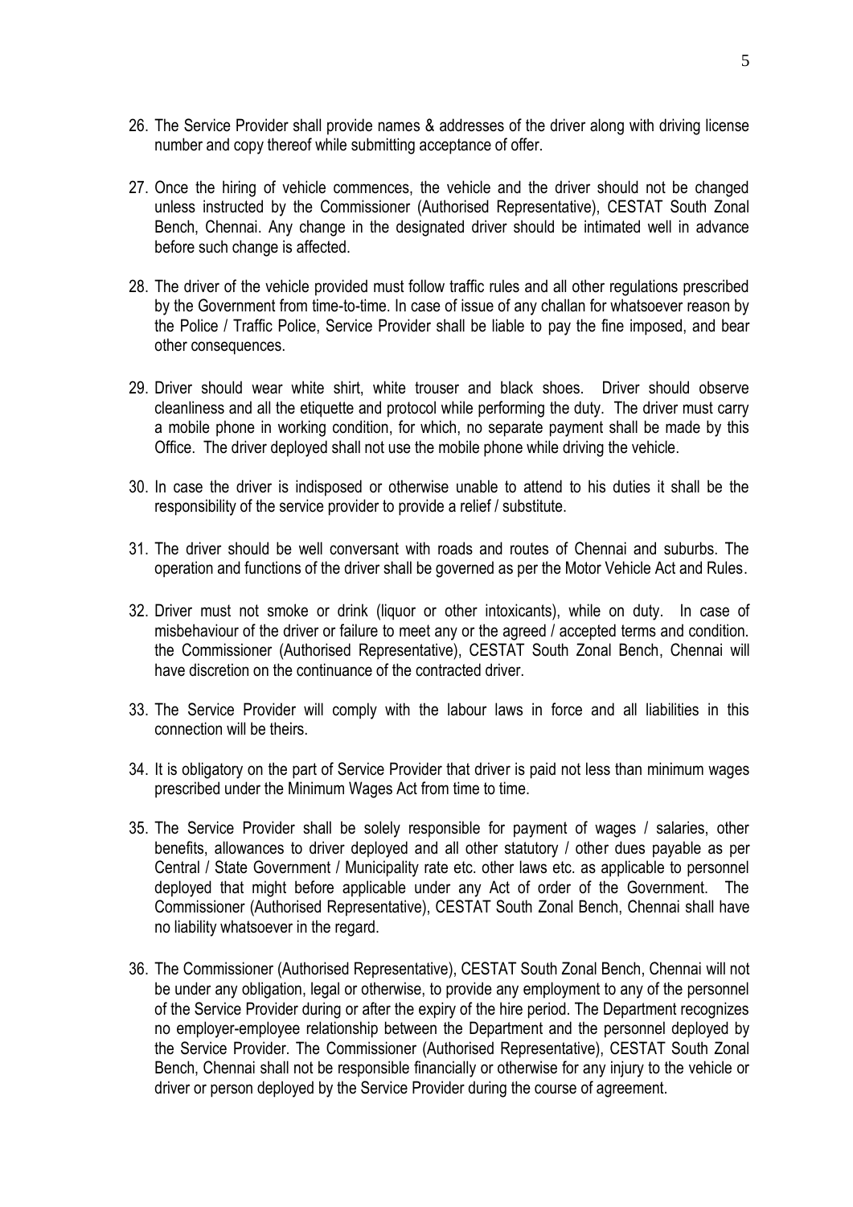26. The Service Provider shall provide names & addresses of the driver along with driving license number and copy thereof while submitting acceptance of offer.

27. Once the hiring of vehicle commences, the vehicle and the driver should not be changed unless instructed by the Commissioner (Authorised Representative), CESTAT South Zonal Bench, Chennai. Any change in the designated driver should be intimated well in advance before such change is affected.

28. The driver of the vehicle provided must follow traffic rules and all other regulations prescribed by the Government from time-to-time. In case of issue of any challan for whatsoever reason by the Police / Traffic Police, Service Provider shall be liable to pay the fine imposed, and bear other consequences.

29. Driver should wear white shirt, white trouser and black shoes. Driver should observe cleanliness and all the etiquette and protocol while performing the duty. The driver must carry a mobile phone in working condition, for which, no separate payment shall be made by this Office. The driver deployed shall not use the mobile phone while driving the vehicle.

30. In case the driver is indisposed or otherwise unable to attend to his duties it shall be the responsibility of the service provider to provide a relief / substitute.

31. The driver should be well conversant with roads and routes of Chennai and suburbs. The operation and functions of the driver shall be governed as per the Motor Vehicle Act and Rules.

32. Driver must not smoke or drink (liquor or other intoxicants), while on duty. In case of misbehaviour of the driver or failure to meet any or the agreed / accepted terms and condition. the Commissioner (Authorised Representative), CESTAT South Zonal Bench, Chennai will have discretion on the continuance of the contracted driver.

33. The Service Provider will comply with the labour laws in force and all liabilities in this connection will be theirs.

34. It is obligatory on the part of Service Provider that driver is paid not less than minimum wages prescribed under the Minimum Wages Act from time to time.

35. The Service Provider shall be solely responsible for payment of wages / salaries, other benefits, allowances to driver deployed and all other statutory / other dues payable as per Central / State Government / Municipality rate etc. other laws etc. as applicable to personnel deployed that might before applicable under any Act of order of the Government. The Commissioner (Authorised Representative), CESTAT South Zonal Bench, Chennai shall have no liability whatsoever in the regard.

36. The Commissioner (Authorised Representative), CESTAT South Zonal Bench, Chennai will not be under any obligation, legal or otherwise, to provide any employment to any of the personnel of the Service Provider during or after the expiry of the hire period. The Department recognizes no employer-employee relationship between the Department and the personnel deployed by the Service Provider. The Commissioner (Authorised Representative), CESTAT South Zonal Bench, Chennai shall not be responsible financially or otherwise for any injury to the vehicle or driver or person deployed by the Service Provider during the course of agreement.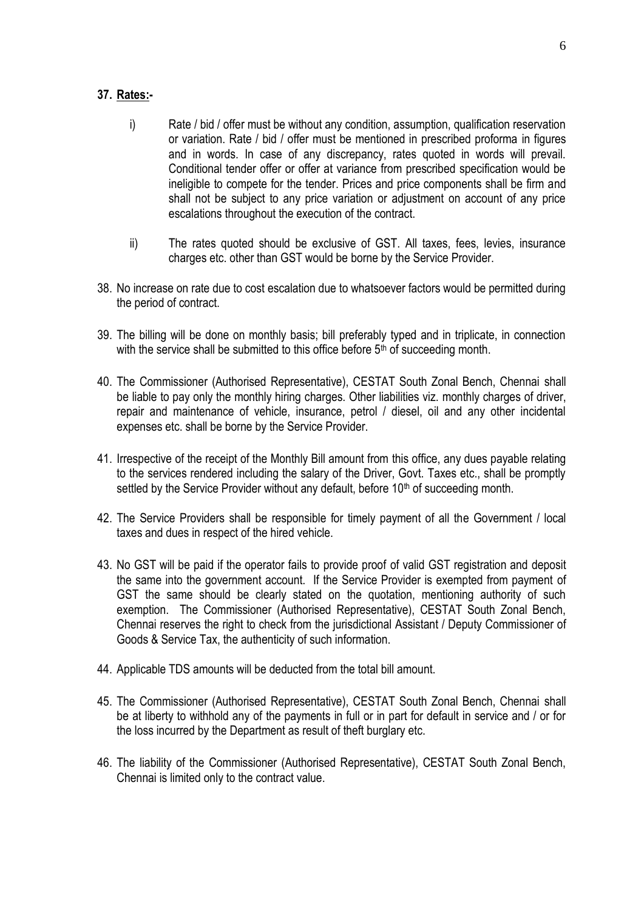**37. Rates:-**

i) Rate / bid / offer must be without any condition, assumption, qualification reservation or variation. Rate / bid / offer must be mentioned in prescribed proforma in figures and in words. In case of any discrepancy, rates quoted in words will prevail. Conditional tender offer or offer at variance from prescribed specification would be ineligible to compete for the tender. Prices and price components shall be firm and shall not be subject to any price variation or adjustment on account of any price escalations throughout the execution of the contract.

ii) The rates quoted should be exclusive of GST. All taxes, fees, levies, insurance charges etc. other than GST would be borne by the Service Provider.

38. No increase on rate due to cost escalation due to whatsoever factors would be permitted during the period of contract.

39. The billing will be done on monthly basis; bill preferably typed and in triplicate, in connection with the service shall be submitted to this office before 5th of succeeding month.

40. The Commissioner (Authorised Representative), CESTAT South Zonal Bench, Chennai shall be liable to pay only the monthly hiring charges. Other liabilities viz. monthly charges of driver, repair and maintenance of vehicle, insurance, petrol / diesel, oil and any other incidental expenses etc. shall be borne by the Service Provider.

41. Irrespective of the receipt of the Monthly Bill amount from this office, any dues payable relating to the services rendered including the salary of the Driver, Govt. Taxes etc., shall be promptly settled by the Service Provider without any default, before 10th of succeeding month.

42. The Service Providers shall be responsible for timely payment of all the Government / local taxes and dues in respect of the hired vehicle.

43. No GST will be paid if the operator fails to provide proof of valid GST registration and deposit the same into the government account. If the Service Provider is exempted from payment of GST the same should be clearly stated on the quotation, mentioning authority of such exemption. The Commissioner (Authorised Representative), CESTAT South Zonal Bench, Chennai reserves the right to check from the jurisdictional Assistant / Deputy Commissioner of Goods & Service Tax, the authenticity of such information.

44. Applicable TDS amounts will be deducted from the total bill amount.

45. The Commissioner (Authorised Representative), CESTAT South Zonal Bench, Chennai shall be at liberty to withhold any of the payments in full or in part for default in service and / or for the loss incurred by the Department as result of theft burglary etc.

46. The liability of the Commissioner (Authorised Representative), CESTAT South Zonal Bench, Chennai is limited only to the contract value.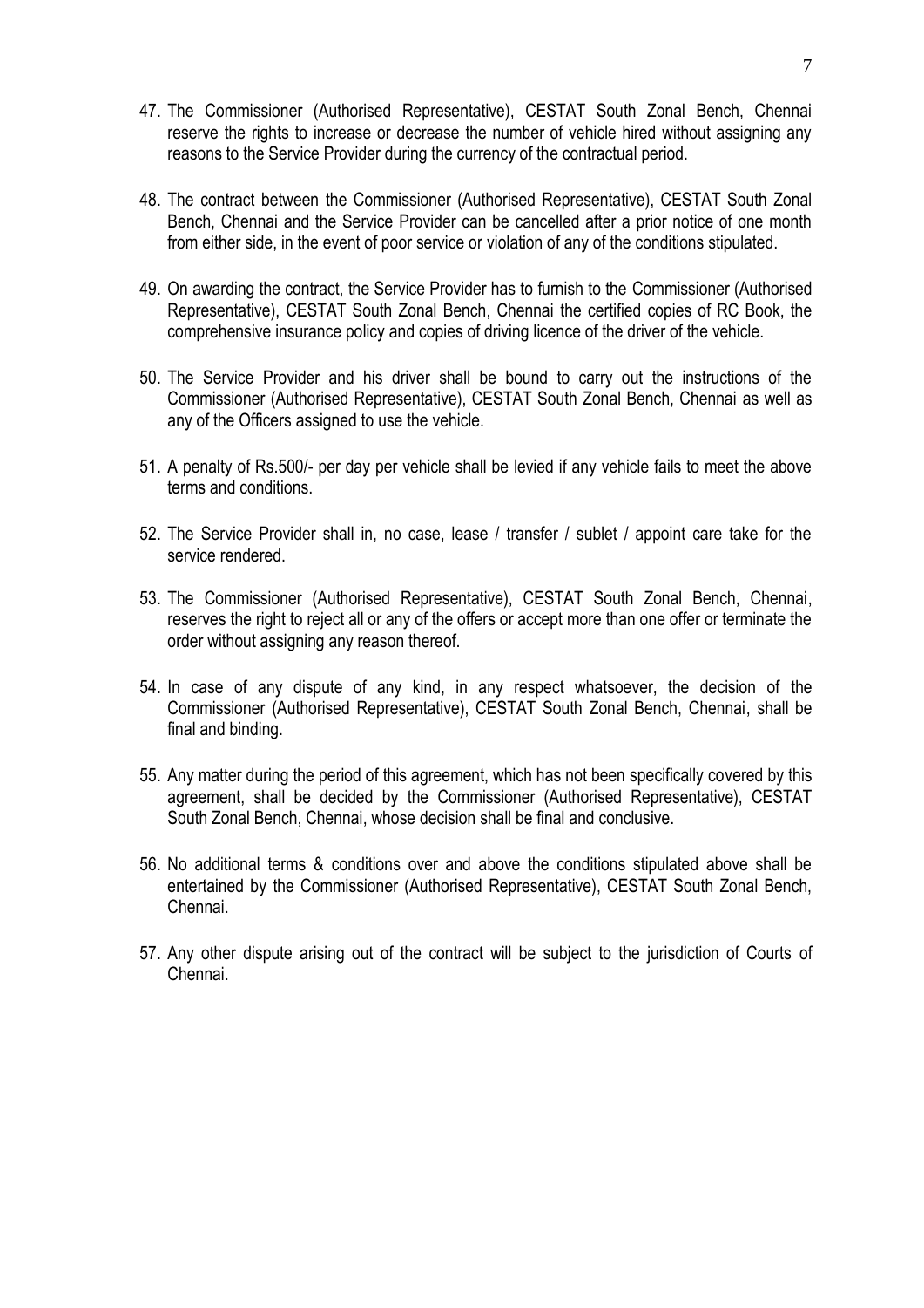47. The Commissioner (Authorised Representative), CESTAT South Zonal Bench, Chennai reserve the rights to increase or decrease the number of vehicle hired without assigning any reasons to the Service Provider during the currency of the contractual period.

48. The contract between the Commissioner (Authorised Representative), CESTAT South Zonal Bench, Chennai and the Service Provider can be cancelled after a prior notice of one month from either side, in the event of poor service or violation of any of the conditions stipulated.

49. On awarding the contract, the Service Provider has to furnish to the Commissioner (Authorised Representative), CESTAT South Zonal Bench, Chennai the certified copies of RC Book, the comprehensive insurance policy and copies of driving licence of the driver of the vehicle.

50. The Service Provider and his driver shall be bound to carry out the instructions of the Commissioner (Authorised Representative), CESTAT South Zonal Bench, Chennai as well as any of the Officers assigned to use the vehicle.

51. A penalty of Rs.500/- per day per vehicle shall be levied if any vehicle fails to meet the above terms and conditions.

52. The Service Provider shall in, no case, lease / transfer / sublet / appoint care take for the service rendered.

53. The Commissioner (Authorised Representative), CESTAT South Zonal Bench, Chennai, reserves the right to reject all or any of the offers or accept more than one offer or terminate the order without assigning any reason thereof.

54. In case of any dispute of any kind, in any respect whatsoever, the decision of the Commissioner (Authorised Representative), CESTAT South Zonal Bench, Chennai, shall be final and binding.

55. Any matter during the period of this agreement, which has not been specifically covered by this agreement, shall be decided by the Commissioner (Authorised Representative), CESTAT South Zonal Bench, Chennai, whose decision shall be final and conclusive.

56. No additional terms & conditions over and above the conditions stipulated above shall be entertained by the Commissioner (Authorised Representative), CESTAT South Zonal Bench, Chennai.

57. Any other dispute arising out of the contract will be subject to the jurisdiction of Courts of Chennai.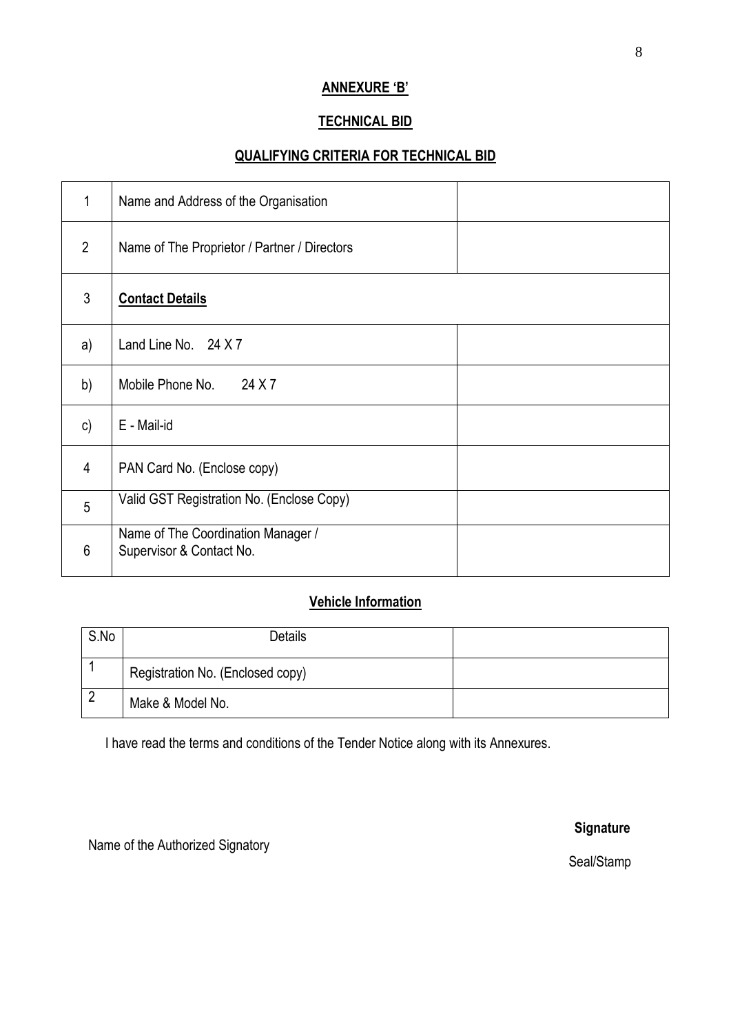## ANNEXURE 'B'

## TECHNICAL BID

## QUALIFYING CRITERIA FOR TECHNICAL BID

| | | |
|---|---|---|
| 1 | Name and Address of the Organisation | |
| 2 | Name of The Proprietor / Partner / Directors | |
| 3 | **Contact Details** | |
| a) | Land Line No. 24 X 7 | |
| b) | Mobile Phone No. 24 X 7 | |
| c) | E - Mail-id | |
| 4 | PAN Card No. (Enclose copy) | |
| 5 | Valid GST Registration No. (Enclose Copy) | |
| 6 | Name of The Coordination Manager / Supervisor & Contact No. | |

### Vehicle Information

| S.No | Details | |
|---|---|---|
| 1 | Registration No. (Enclosed copy) | |
| 2 | Make & Model No. | |

I have read the terms and conditions of the Tender Notice along with its Annexures.

**Signature**

Name of the Authorized Signatory

Seal/Stamp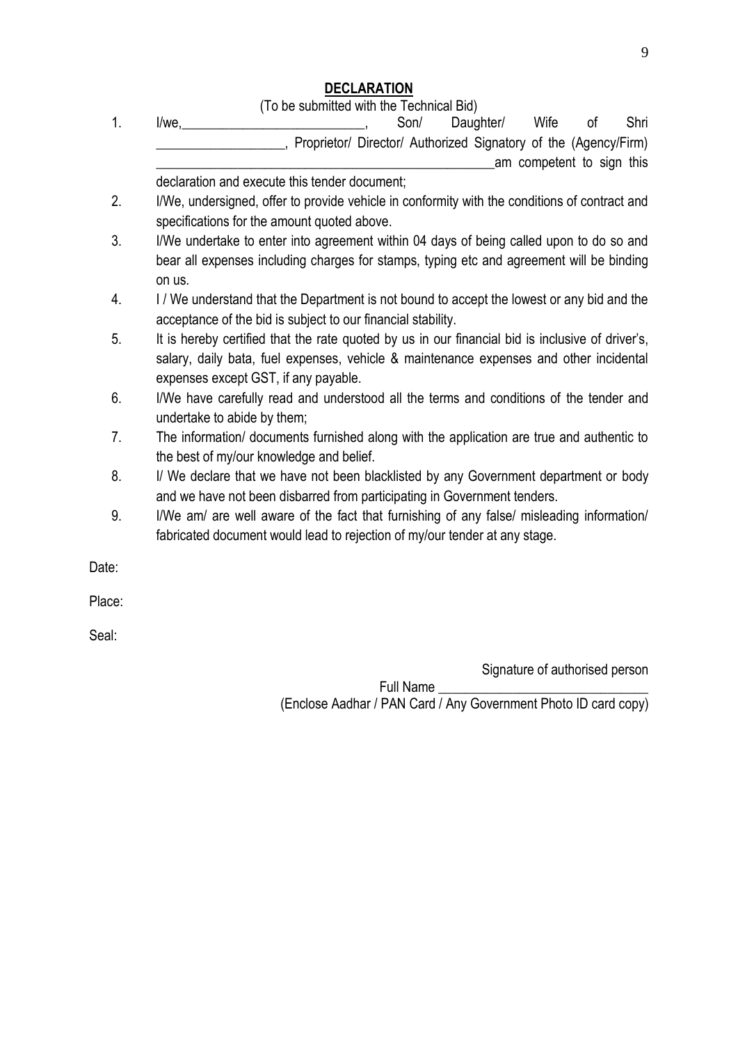# DECLARATION

(To be submitted with the Technical Bid)

1. I/we,___________________________, Son/ Daughter/ Wife of Shri ___________________, Proprietor/ Director/ Authorized Signatory of the (Agency/Firm) ____________________________________________________am competent to sign this declaration and execute this tender document;
2. I/We, undersigned, offer to provide vehicle in conformity with the conditions of contract and specifications for the amount quoted above.
3. I/We undertake to enter into agreement within 04 days of being called upon to do so and bear all expenses including charges for stamps, typing etc and agreement will be binding on us.
4. I / We understand that the Department is not bound to accept the lowest or any bid and the acceptance of the bid is subject to our financial stability.
5. It is hereby certified that the rate quoted by us in our financial bid is inclusive of driver's, salary, daily bata, fuel expenses, vehicle & maintenance expenses and other incidental expenses except GST, if any payable.
6. I/We have carefully read and understood all the terms and conditions of the tender and undertake to abide by them;
7. The information/ documents furnished along with the application are true and authentic to the best of my/our knowledge and belief.
8. I/ We declare that we have not been blacklisted by any Government department or body and we have not been disbarred from participating in Government tenders.
9. I/We am/ are well aware of the fact that furnishing of any false/ misleading information/ fabricated document would lead to rejection of my/our tender at any stage.

Date:

Place:

Seal:

Signature of authorised person

Full Name ______________________________

(Enclose Aadhar / PAN Card / Any Government Photo ID card copy)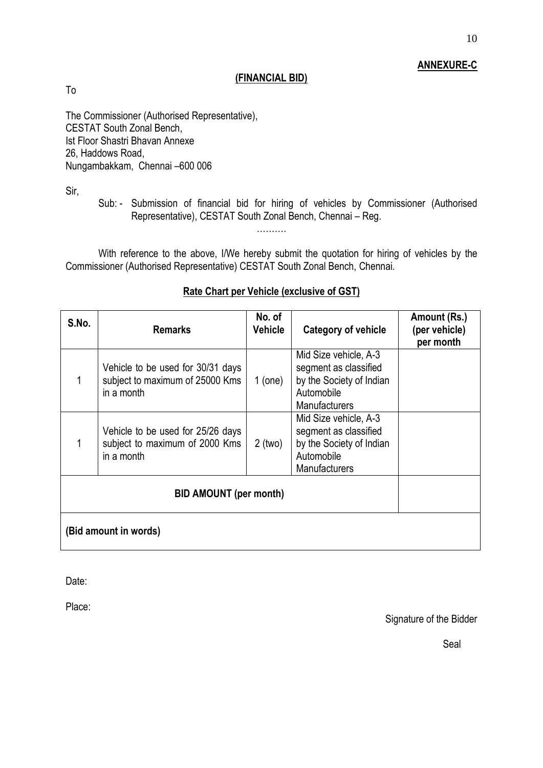**ANNEXURE-C**

**(FINANCIAL BID)**

To

The Commissioner (Authorised Representative),
CESTAT South Zonal Bench,
Ist Floor Shastri Bhavan Annexe
26, Haddows Road,
Nungambakkam, Chennai –600 006

Sir,

Sub: - Submission of financial bid for hiring of vehicles by Commissioner (Authorised Representative), CESTAT South Zonal Bench, Chennai – Reg.

……….

With reference to the above, I/We hereby submit the quotation for hiring of vehicles by the Commissioner (Authorised Representative) CESTAT South Zonal Bench, Chennai.

**Rate Chart per Vehicle (exclusive of GST)**

| S.No. | Remarks | No. of Vehicle | Category of vehicle | Amount (Rs.) (per vehicle) per month |
|---|---|---|---|---|
| 1 | Vehicle to be used for 30/31 days subject to maximum of 25000 Kms in a month | 1 (one) | Mid Size vehicle, A-3 segment as classified by the Society of Indian Automobile Manufacturers | |
| 1 | Vehicle to be used for 25/26 days subject to maximum of 2000 Kms in a month | 2 (two) | Mid Size vehicle, A-3 segment as classified by the Society of Indian Automobile Manufacturers | |
| **BID AMOUNT (per month)** | | | | |
| **(Bid amount in words)** | | | | |

Date:

Place:

Signature of the Bidder

Seal